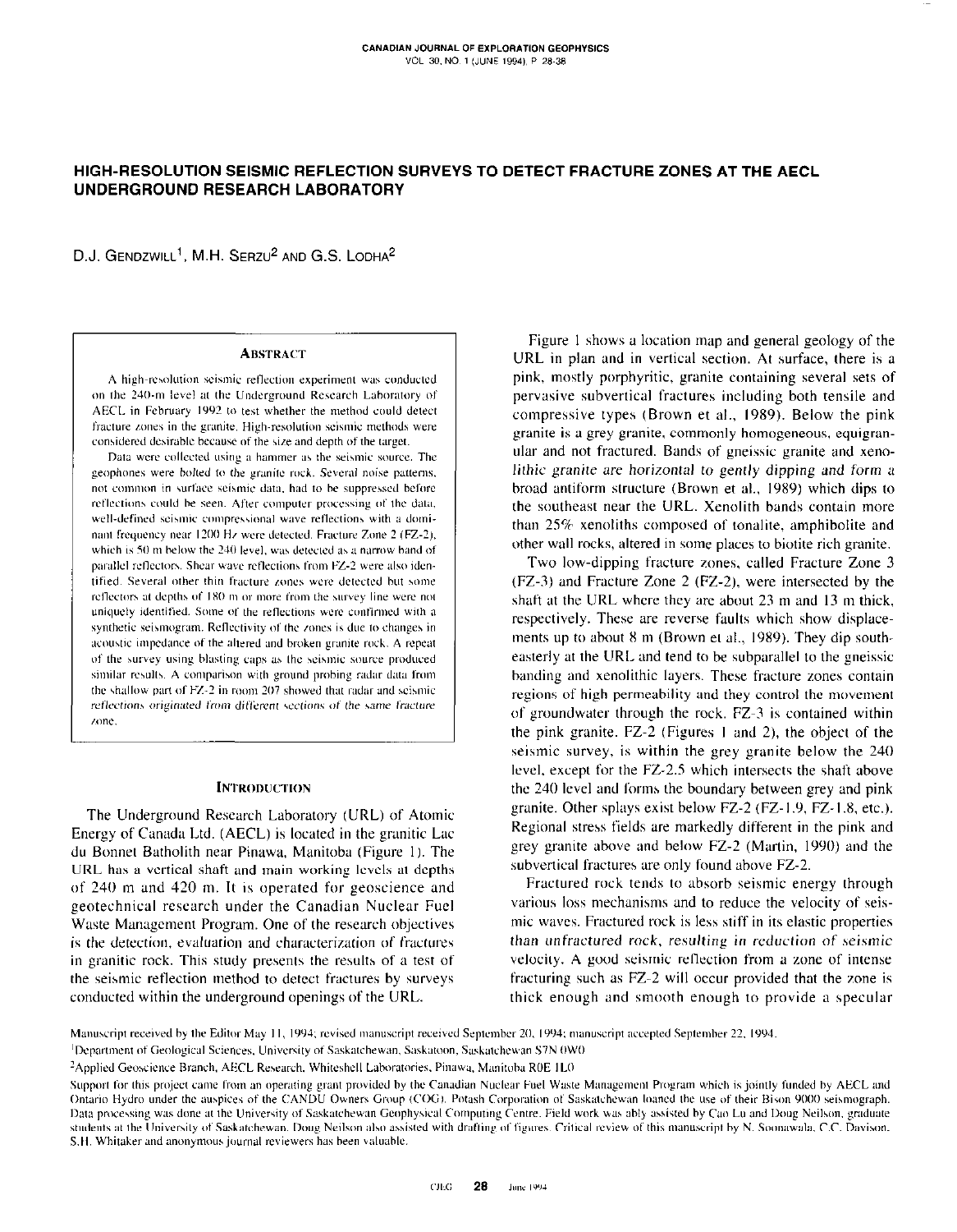# HIGH-RESOLUTION SEISMIC REFLECTION SURVEYS TO DETECT FRACTURE ZONES AT THE AECL UNDERGROUND RESEARCH LABORATORY

D.J. Gendzwill[1], M.H. Serzu[2] and G.S. Lodha[2]

## Abstract

A high-resolution seismic reflection experiment was conducted on the 240-m level at the Underground Research Laboratory of AECL in February 1992 to test whether the method could detect fracture zones in the granite. High-resolution seismic methods were considered desirable because of the size and depth of the target.

Data were collected using a hammer as the seismic source. The geophones were bolted to the granite rock. Several noise patterns, not common in surface seismic data, had to be suppressed before reflections could be seen. After computer processing of the data, well-defined seismic compressional wave reflections with a dominant frequency near 1200 Hz were detected. Fracture Zone 2 (FZ-2), which is 50 m below the 240 level, was detected as a narrow band of parallel reflectors. Shear wave reflections from FZ-2 were also identified. Several other thin fracture zones were detected but some reflectors at depths of 180 m or more from the survey line were not uniquely identified. Some of the reflections were confirmed with a synthetic seismogram. Reflectivity of the zones is due to changes in acoustic impedance of the altered and broken granite rock. A repeat of the survey using blasting caps as the seismic source produced similar results. A comparison with ground probing radar data from the shallow part of FZ-2 in room 207 showed that radar and seismic reflections originated from different sections of the same fracture zone.

## Introduction

The Underground Research Laboratory (URL) of Atomic Energy of Canada Ltd. (AECL) is located in the granitic Lac du Bonnet Batholith near Pinawa, Manitoba (Figure 1). The URL has a vertical shaft and main working levels at depths of 240 m and 420 m. It is operated for geoscience and geotechnical research under the Canadian Nuclear Fuel Waste Management Program. One of the research objectives is the detection, evaluation and characterization of fractures in granitic rock. This study presents the results of a test of the seismic reflection method to detect fractures by surveys conducted within the underground openings of the URL.

Figure 1 shows a location map and general geology of the URL in plan and in vertical section. At surface, there is a pink, mostly porphyritic, granite containing several sets of pervasive subvertical fractures including both tensile and compressive types (Brown et al., 1989). Below the pink granite is a grey granite, commonly homogeneous, equigranular and not fractured. Bands of gneissic granite and xenolithic granite are horizontal to gently dipping and form a broad antiform structure (Brown et al., 1989) which dips to the southeast near the URL. Xenolith bands contain more than 25% xenoliths composed of tonalite, amphibolite and other wall rocks, altered in some places to biotite rich granite.

Two low-dipping fracture zones, called Fracture Zone 3 (FZ-3) and Fracture Zone 2 (FZ-2), were intersected by the shaft at the URL where they are about 23 m and 13 m thick, respectively. These are reverse faults which show displacements up to about 8 m (Brown et al., 1989). They dip southeasterly at the URL and tend to be subparallel to the gneissic banding and xenolithic layers. These fracture zones contain regions of high permeability and they control the movement of groundwater through the rock. FZ-3 is contained within the pink granite. FZ-2 (Figures 1 and 2), the object of the seismic survey, is within the grey granite below the 240 level, except for the FZ-2.5 which intersects the shaft above the 240 level and forms the boundary between grey and pink granite. Other splays exist below FZ-2 (FZ-1.9, FZ-1.8, etc.). Regional stress fields are markedly different in the pink and grey granite above and below FZ-2 (Martin, 1990) and the subvertical fractures are only found above FZ-2.

Fractured rock tends to absorb seismic energy through various loss mechanisms and to reduce the velocity of seismic waves. Fractured rock is less stiff in its elastic properties than unfractured rock, resulting in reduction of seismic velocity. A good seismic reflection from a zone of intense fracturing such as FZ-2 will occur provided that the zone is thick enough and smooth enough to provide a specular

---

Manuscript received by the Editor May 11, 1994; revised manuscript received September 20, 1994; manuscript accepted September 22, 1994.

[1]Department of Geological Sciences, University of Saskatchewan, Saskatoon, Saskatchewan S7N 0W0

[2]Applied Geoscience Branch, AECL Research, Whiteshell Laboratories, Pinawa, Manitoba R0E 1L0

Support for this project came from an operating grant provided by the Canadian Nuclear Fuel Waste Management Program which is jointly funded by AECL and Ontario Hydro under the auspices of the CANDU Owners Group (COG). Potash Corporation of Saskatchewan loaned the use of their Bison 9000 seismograph. Data processing was done at the University of Saskatchewan Geophysical Computing Centre. Field work was ably assisted by Cao Lu and Doug Neilson, graduate students at the University of Saskatchewan. Doug Neilson also assisted with drafting of figures. Critical review of this manuscript by N. Soonawala, C.C. Davison, S.H. Whitaker and anonymous journal reviewers has been valuable.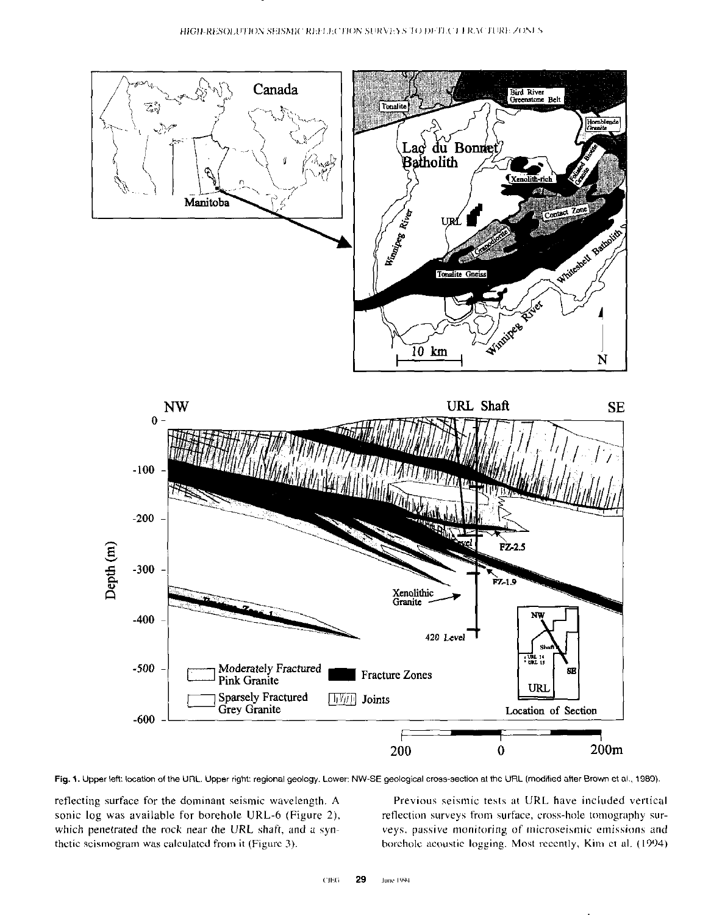Fig. 1. Upper left: location of the URL. Upper right: regional geology. Lower: NW-SE geological cross-section at the URL (modified after Brown et al., 1989).

reflecting surface for the dominant seismic wavelength. A sonic log was available for borehole URL-6 (Figure 2), which penetrated the rock near the URL shaft, and a synthetic seismogram was calculated from it (Figure 3).

Previous seismic tests at URL have included vertical reflection surveys from surface, cross-hole tomography surveys, passive monitoring of microseismic emissions and borehole acoustic logging. Most recently, Kim et al. (1994)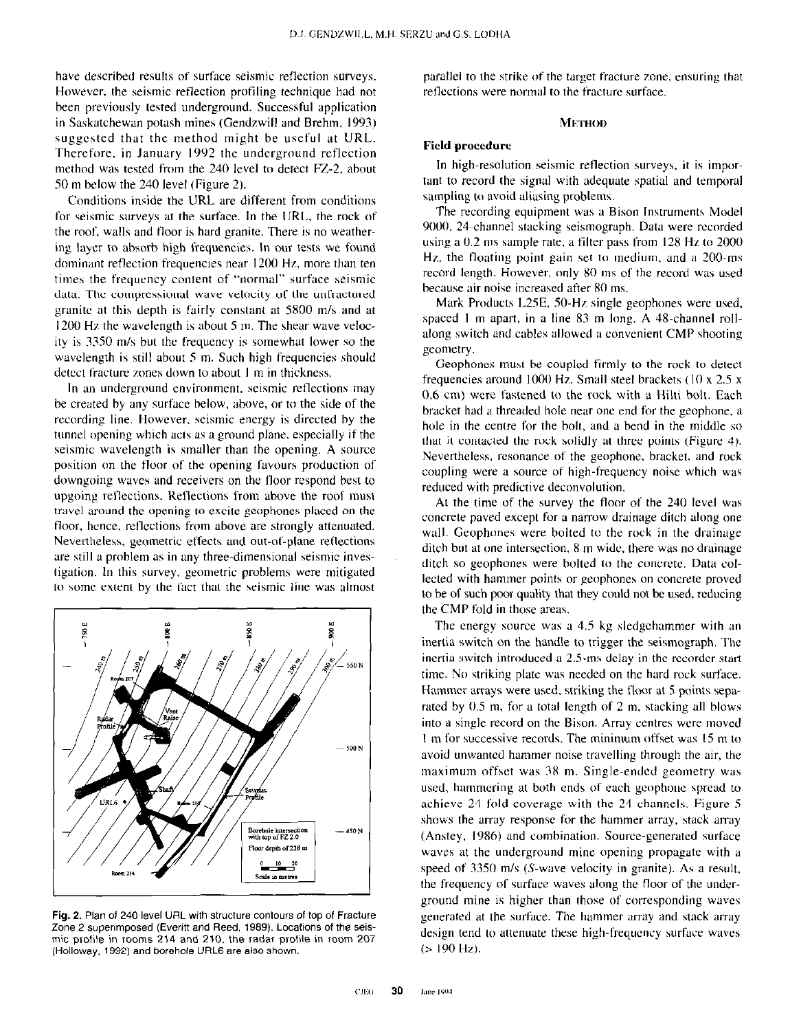have described results of surface seismic reflection surveys. However, the seismic reflection profiling technique had not been previously tested underground. Successful application in Saskatchewan potash mines (Gendzwill and Brehm, 1993) suggested that the method might be useful at URL. Therefore, in January 1992 the underground reflection method was tested from the 240 level to detect FZ-2, about 50 m below the 240 level (Figure 2).

Conditions inside the URL are different from conditions for seismic surveys at the surface. In the URL, the rock of the roof, walls and floor is hard granite. There is no weathering layer to absorb high frequencies. In our tests we found dominant reflection frequencies near 1200 Hz, more than ten times the frequency content of "normal" surface seismic data. The compressional wave velocity of the unfractured granite at this depth is fairly constant at 5800 m/s and at 1200 Hz the wavelength is about 5 m. The shear wave velocity is 3350 m/s but the frequency is somewhat lower so the wavelength is still about 5 m. Such high frequencies should detect fracture zones down to about 1 m in thickness.

In an underground environment, seismic reflections may be created by any surface below, above, or to the side of the recording line. However, seismic energy is directed by the tunnel opening which acts as a ground plane, especially if the seismic wavelength is smaller than the opening. A source position on the floor of the opening favours production of downgoing waves and receivers on the floor respond best to upgoing reflections. Reflections from above the roof must travel around the opening to excite geophones placed on the floor, hence, reflections from above are strongly attenuated. Nevertheless, geometric effects and out-of-plane reflections are still a problem as in any three-dimensional seismic investigation. In this survey, geometric problems were mitigated to some extent by the fact that the seismic line was almost parallel to the strike of the target fracture zone, ensuring that reflections were normal to the fracture surface.

**Fig. 2.** Plan of 240 level URL with structure contours of top of Fracture Zone 2 superimposed (Everitt and Reed, 1989). Locations of the seismic profile in rooms 214 and 210, the radar profile in room 207 (Holloway, 1992) and borehole URL6 are also shown.

## Method

### Field procedure

In high-resolution seismic reflection surveys, it is important to record the signal with adequate spatial and temporal sampling to avoid aliasing problems.

The recording equipment was a Bison Instruments Model 9000, 24-channel stacking seismograph. Data were recorded using a 0.2 ms sample rate, a filter pass from 128 Hz to 2000 Hz, the floating point gain set to medium, and a 200-ms record length. However, only 80 ms of the record was used because air noise increased after 80 ms.

Mark Products L25E, 50-Hz single geophones were used, spaced 1 m apart, in a line 83 m long. A 48-channel roll-along switch and cables allowed a convenient CMP shooting geometry.

Geophones must be coupled firmly to the rock to detect frequencies around 1000 Hz. Small steel brackets (10 x 2.5 x 0.6 cm) were fastened to the rock with a Hilti bolt. Each bracket had a threaded hole near one end for the geophone, a hole in the centre for the bolt, and a bend in the middle so that it contacted the rock solidly at three points (Figure 4). Nevertheless, resonance of the geophone, bracket, and rock coupling were a source of high-frequency noise which was reduced with predictive deconvolution.

At the time of the survey the floor of the 240 level was concrete paved except for a narrow drainage ditch along one wall. Geophones were bolted to the rock in the drainage ditch but at one intersection, 8 m wide, there was no drainage ditch so geophones were bolted to the concrete. Data collected with hammer points or geophones on concrete proved to be of such poor quality that they could not be used, reducing the CMP fold in those areas.

The energy source was a 4.5 kg sledgehammer with an inertia switch on the handle to trigger the seismograph. The inertia switch introduced a 2.5-ms delay in the recorder start time. No striking plate was needed on the hard rock surface. Hammer arrays were used, striking the floor at 5 points separated by 0.5 m, for a total length of 2 m, stacking all blows into a single record on the Bison. Array centres were moved 1 m for successive records. The minimum offset was 15 m to avoid unwanted hammer noise travelling through the air, the maximum offset was 38 m. Single-ended geometry was used, hammering at both ends of each geophone spread to achieve 24 fold coverage with the 24 channels. Figure 5 shows the array response for the hammer array, stack array (Anstey, 1986) and combination. Source-generated surface waves at the underground mine opening propagate with a speed of 3350 m/s (*S*-wave velocity in granite). As a result, the frequency of surface waves along the floor of the underground mine is higher than those of corresponding waves generated at the surface. The hammer array and stack array design tend to attenuate these high-frequency surface waves (> 190 Hz).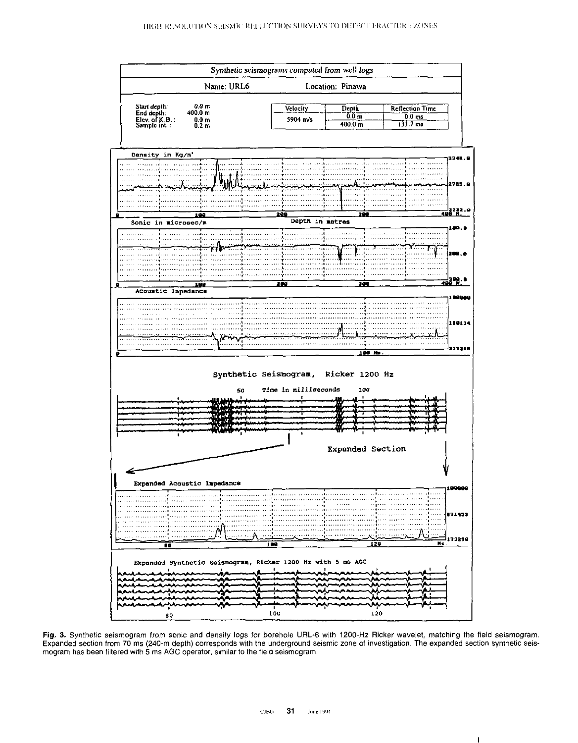Synthetic seismograms computed from well logs

Name: URL6 Location: Pinawa

Start depth: 0.0 m
End depth: 400.0 m
Elev. of K.B.: 0.0 m
Sample int.: 0.2 m

| Velocity | Depth | Reflection Time |
|---|---|---|
| 5904 m/s | 0.0 m | 0.0 ms |
| | 400.0 m | 133.7 ms |

Density in Kg/m³

Sonic in microsec/m

Depth in metres

Acoustic Impedance

Synthetic Seismogram, Ricker 1200 Hz

Time in milliseconds

Expanded Section

Expanded Acoustic Impedance

Expanded Synthetic Seismogram, Ricker 1200 Hz with 5 ms AGC

**Fig. 3.** Synthetic seismogram from sonic and density logs for borehole URL-6 with 1200-Hz Ricker wavelet, matching the field seismogram. Expanded section from 70 ms (240-m depth) corresponds with the underground seismic zone of investigation. The expanded section synthetic seismogram has been filtered with 5 ms AGC operator, similar to the field seismogram.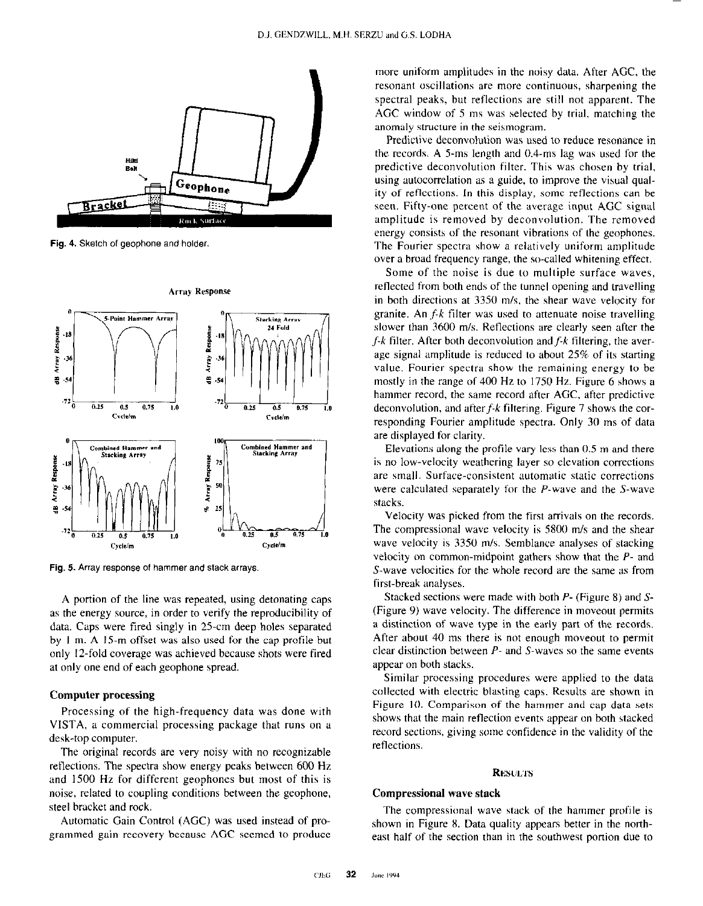Fig. 4. Sketch of geophone and holder.

Fig. 5. Array response of hammer and stack arrays.

A portion of the line was repeated, using detonating caps as the energy source, in order to verify the reproducibility of data. Caps were fired singly in 25-cm deep holes separated by 1 m. A 15-m offset was also used for the cap profile but only 12-fold coverage was achieved because shots were fired at only one end of each geophone spread.

### Computer processing

Processing of the high-frequency data was done with VISTA, a commercial processing package that runs on a desk-top computer.

The original records are very noisy with no recognizable reflections. The spectra show energy peaks between 600 Hz and 1500 Hz for different geophones but most of this is noise, related to coupling conditions between the geophone, steel bracket and rock.

Automatic Gain Control (AGC) was used instead of programmed gain recovery because AGC seemed to produce more uniform amplitudes in the noisy data. After AGC, the resonant oscillations are more continuous, sharpening the spectral peaks, but reflections are still not apparent. The AGC window of 5 ms was selected by trial, matching the anomaly structure in the seismogram.

Predictive deconvolution was used to reduce resonance in the records. A 5-ms length and 0.4-ms lag was used for the predictive deconvolution filter. This was chosen by trial, using autocorrelation as a guide, to improve the visual quality of reflections. In this display, some reflections can be seen. Fifty-one percent of the average input AGC signal amplitude is removed by deconvolution. The removed energy consists of the resonant vibrations of the geophones. The Fourier spectra show a relatively uniform amplitude over a broad frequency range, the so-called whitening effect.

Some of the noise is due to multiple surface waves, reflected from both ends of the tunnel opening and travelling in both directions at 3350 m/s, the shear wave velocity for granite. An *f-k* filter was used to attenuate noise travelling slower than 3600 m/s. Reflections are clearly seen after the *f-k* filter. After both deconvolution and *f-k* filtering, the average signal amplitude is reduced to about 25% of its starting value. Fourier spectra show the remaining energy to be mostly in the range of 400 Hz to 1750 Hz. Figure 6 shows a hammer record, the same record after AGC, after predictive deconvolution, and after *f-k* filtering. Figure 7 shows the corresponding Fourier amplitude spectra. Only 30 ms of data are displayed for clarity.

Elevations along the profile vary less than 0.5 m and there is no low-velocity weathering layer so elevation corrections are small. Surface-consistent automatic static corrections were calculated separately for the *P*-wave and the *S*-wave stacks.

Velocity was picked from the first arrivals on the records. The compressional wave velocity is 5800 m/s and the shear wave velocity is 3350 m/s. Semblance analyses of stacking velocity on common-midpoint gathers show that the *P*- and *S*-wave velocities for the whole record are the same as from first-break analyses.

Stacked sections were made with both *P*- (Figure 8) and *S*- (Figure 9) wave velocity. The difference in moveout permits a distinction of wave type in the early part of the records. After about 40 ms there is not enough moveout to permit clear distinction between *P*- and *S*-waves so the same events appear on both stacks.

Similar processing procedures were applied to the data collected with electric blasting caps. Results are shown in Figure 10. Comparison of the hammer and cap data sets shows that the main reflection events appear on both stacked record sections, giving some confidence in the validity of the reflections.

## Results

### Compressional wave stack

The compressional wave stack of the hammer profile is shown in Figure 8. Data quality appears better in the northeast half of the section than in the southwest portion due to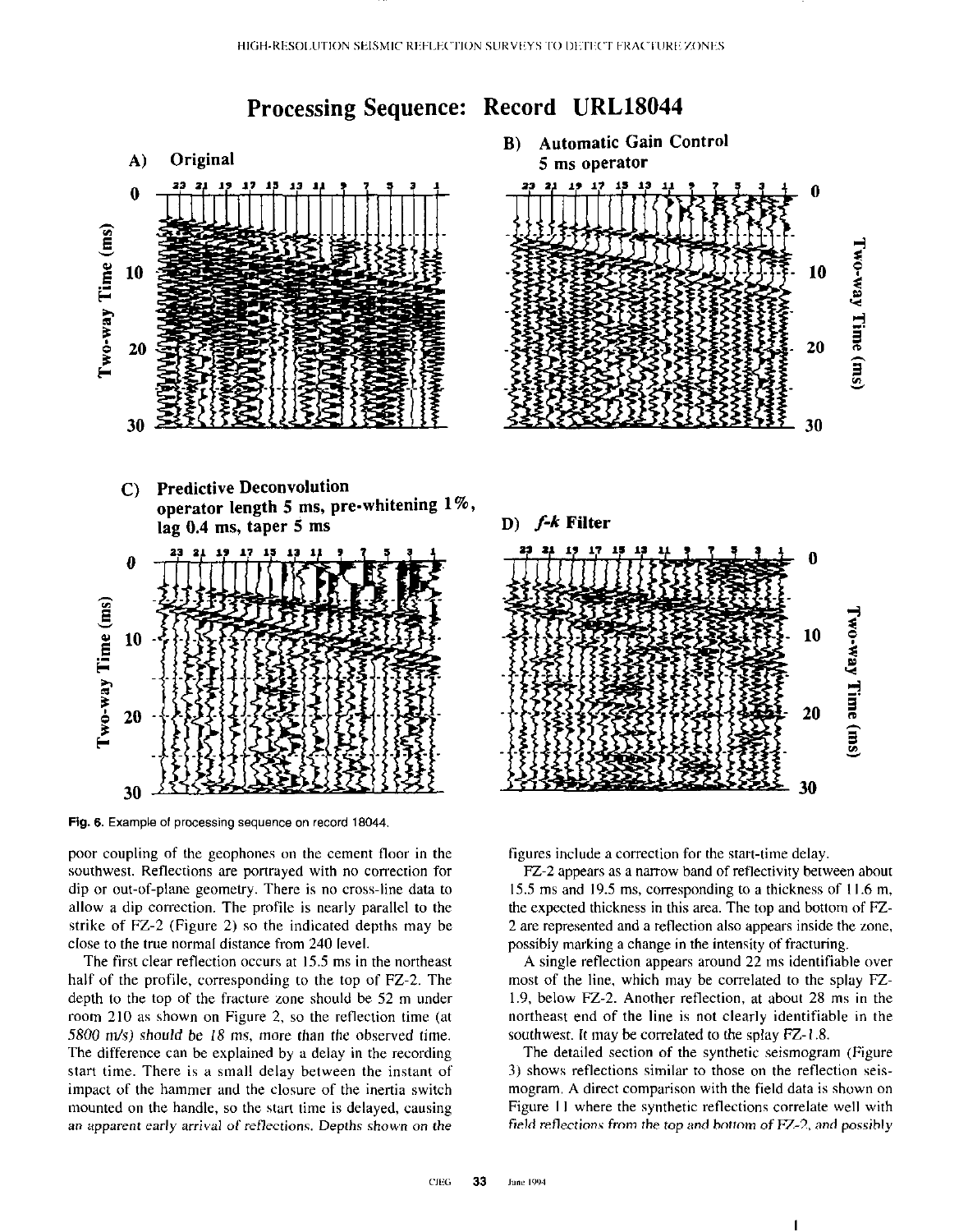## Processing Sequence: Record URL18044

A) Original

B) Automatic Gain Control 5 ms operator

C) Predictive Deconvolution operator length 5 ms, pre-whitening 1%, lag 0.4 ms, taper 5 ms

D) *f-k* Filter

**Fig. 6.** Example of processing sequence on record 18044.

poor coupling of the geophones on the cement floor in the southwest. Reflections are portrayed with no correction for dip or out-of-plane geometry. There is no cross-line data to allow a dip correction. The profile is nearly parallel to the strike of FZ-2 (Figure 2) so the indicated depths may be close to the true normal distance from 240 level.

The first clear reflection occurs at 15.5 ms in the northeast half of the profile, corresponding to the top of FZ-2. The depth to the top of the fracture zone should be 52 m under room 210 as shown on Figure 2, so the reflection time (at 5800 m/s) should be 18 ms, more than the observed time. The difference can be explained by a delay in the recording start time. There is a small delay between the instant of impact of the hammer and the closure of the inertia switch mounted on the handle, so the start time is delayed, causing an apparent early arrival of reflections. Depths shown on the figures include a correction for the start-time delay.

FZ-2 appears as a narrow band of reflectivity between about 15.5 ms and 19.5 ms, corresponding to a thickness of 11.6 m, the expected thickness in this area. The top and bottom of FZ-2 are represented and a reflection also appears inside the zone, possibly marking a change in the intensity of fracturing.

A single reflection appears around 22 ms identifiable over most of the line, which may be correlated to the splay FZ-1.9, below FZ-2. Another reflection, at about 28 ms in the northeast end of the line is not clearly identifiable in the southwest. It may be correlated to the splay FZ-1.8.

The detailed section of the synthetic seismogram (Figure 3) shows reflections similar to those on the reflection seismogram. A direct comparison with the field data is shown on Figure 11 where the synthetic reflections correlate well with field reflections from the top and bottom of FZ-2, and possibly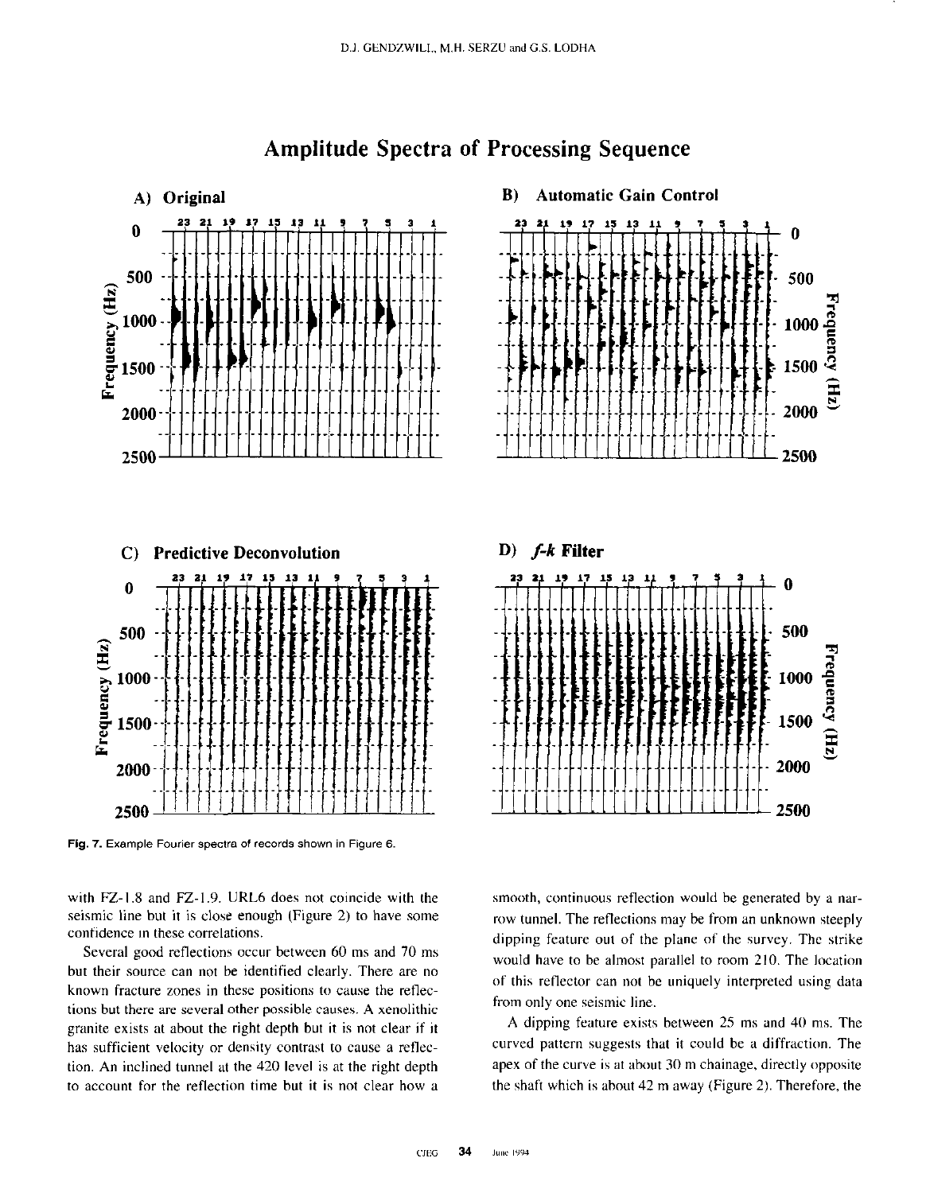## Amplitude Spectra of Processing Sequence

Fig. 7. Example Fourier spectra of records shown in Figure 6.

with FZ-1.8 and FZ-1.9. URL6 does not coincide with the seismic line but it is close enough (Figure 2) to have some confidence in these correlations.

Several good reflections occur between 60 ms and 70 ms but their source can not be identified clearly. There are no known fracture zones in these positions to cause the reflections but there are several other possible causes. A xenolithic granite exists at about the right depth but it is not clear if it has sufficient velocity or density contrast to cause a reflection. An inclined tunnel at the 420 level is at the right depth to account for the reflection time but it is not clear how a smooth, continuous reflection would be generated by a narrow tunnel. The reflections may be from an unknown steeply dipping feature out of the plane of the survey. The strike would have to be almost parallel to room 210. The location of this reflector can not be uniquely interpreted using data from only one seismic line.

A dipping feature exists between 25 ms and 40 ms. The curved pattern suggests that it could be a diffraction. The apex of the curve is at about 30 m chainage, directly opposite the shaft which is about 42 m away (Figure 2). Therefore, the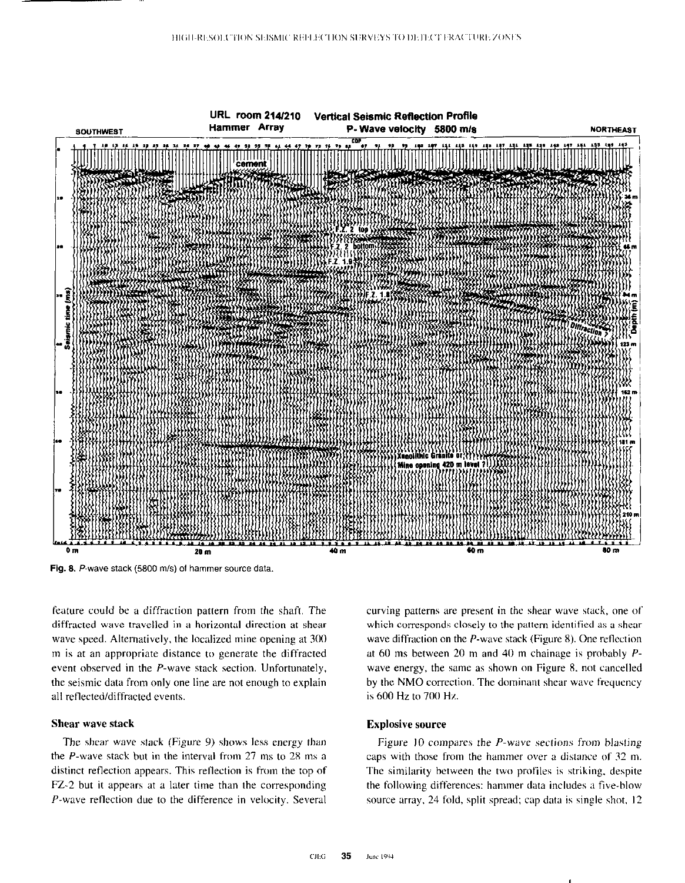Fig. 8. $P$-wave stack (5800 m/s) of hammer source data.

feature could be a diffraction pattern from the shaft. The diffracted wave travelled in a horizontal direction at shear wave speed. Alternatively, the localized mine opening at 300 m is at an appropriate distance to generate the diffracted event observed in the $P$-wave stack section. Unfortunately, the seismic data from only one line are not enough to explain all reflected/diffracted events.

### Shear wave stack

The shear wave stack (Figure 9) shows less energy than the $P$-wave stack but in the interval from 27 ms to 28 ms a distinct reflection appears. This reflection is from the top of FZ-2 but it appears at a later time than the corresponding $P$-wave reflection due to the difference in velocity. Several curving patterns are present in the shear wave stack, one of which corresponds closely to the pattern identified as a shear wave diffraction on the $P$-wave stack (Figure 8). One reflection at 60 ms between 20 m and 40 m chainage is probably $P$-wave energy, the same as shown on Figure 8, not cancelled by the NMO correction. The dominant shear wave frequency is 600 Hz to 700 Hz.

### Explosive source

Figure 10 compares the $P$-wave sections from blasting caps with those from the hammer over a distance of 32 m. The similarity between the two profiles is striking, despite the following differences: hammer data includes a five-blow source array, 24 fold, split spread; cap data is single shot, 12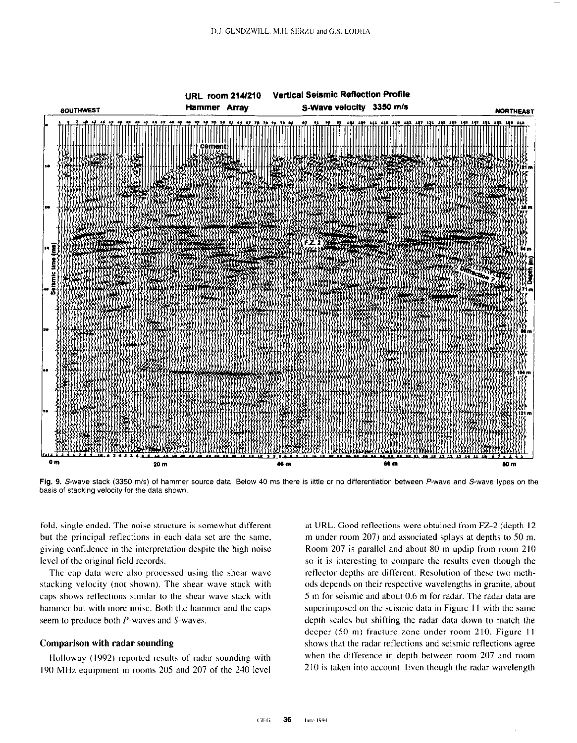Fig. 9. *S*-wave stack (3350 m/s) of hammer source data. Below 40 ms there is little or no differentiation between *P*-wave and *S*-wave types on the basis of stacking velocity for the data shown.

fold, single ended. The noise structure is somewhat different but the principal reflections in each data set are the same, giving confidence in the interpretation despite the high noise level of the original field records.

The cap data were also processed using the shear wave stacking velocity (not shown). The shear wave stack with caps shows reflections similar to the shear wave stack with hammer but with more noise. Both the hammer and the caps seem to produce both *P*-waves and *S*-waves.

### Comparison with radar sounding

Holloway (1992) reported results of radar sounding with 190 MHz equipment in rooms 205 and 207 of the 240 level at URL. Good reflections were obtained from FZ-2 (depth 12 m under room 207) and associated splays at depths to 50 m. Room 207 is parallel and about 80 m updip from room 210 so it is interesting to compare the results even though the reflector depths are different. Resolution of these two methods depends on their respective wavelengths in granite, about 5 m for seismic and about 0.6 m for radar. The radar data are superimposed on the seismic data in Figure 11 with the same depth scales but shifting the radar data down to match the deeper (50 m) fracture zone under room 210. Figure 11 shows that the radar reflections and seismic reflections agree when the difference in depth between room 207 and room 210 is taken into account. Even though the radar wavelength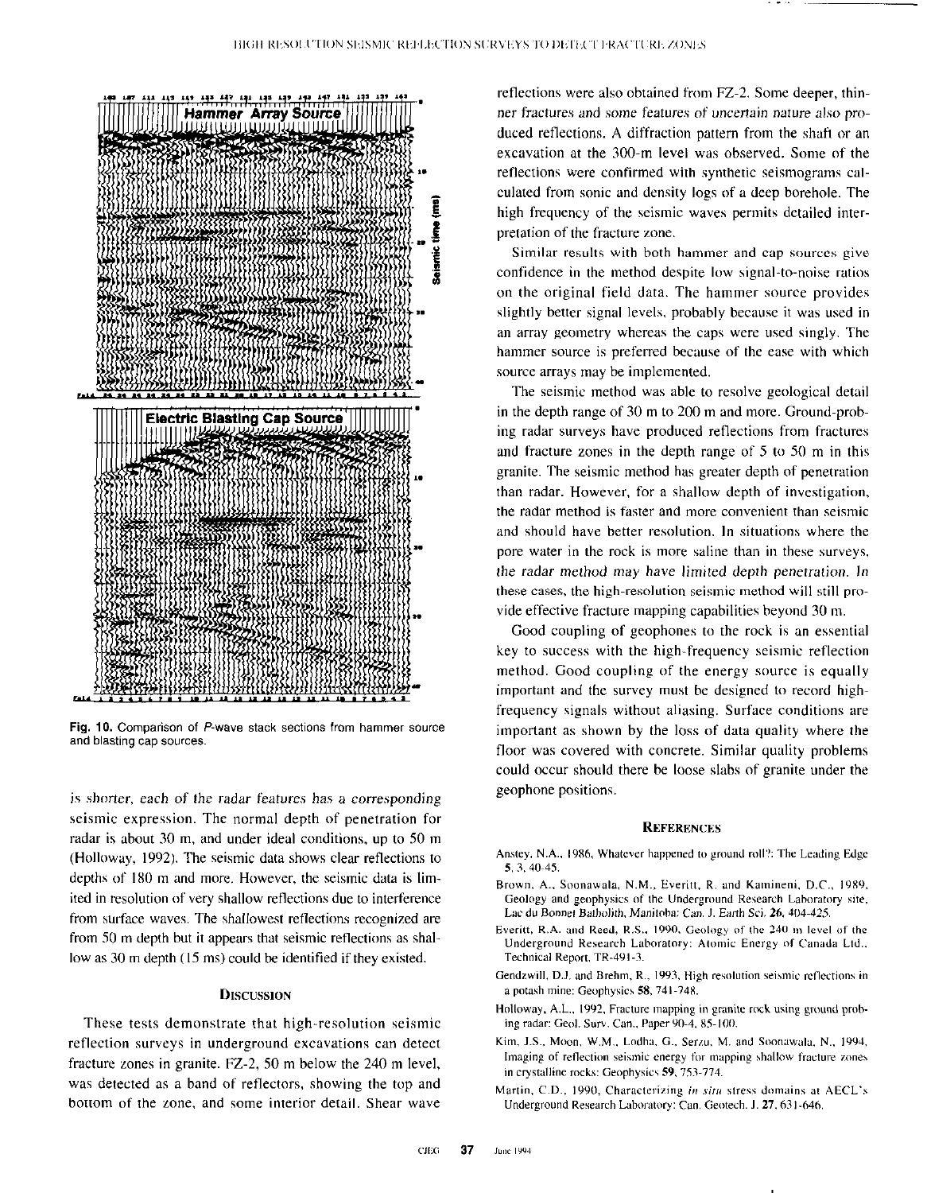Fig. 10. Comparison of P-wave stack sections from hammer source and blasting cap sources.

is shorter, each of the radar features has a corresponding seismic expression. The normal depth of penetration for radar is about 30 m, and under ideal conditions, up to 50 m (Holloway, 1992). The seismic data shows clear reflections to depths of 180 m and more. However, the seismic data is limited in resolution of very shallow reflections due to interference from surface waves. The shallowest reflections recognized are from 50 m depth but it appears that seismic reflections as shallow as 30 m depth (15 ms) could be identified if they existed.

## Discussion

These tests demonstrate that high-resolution seismic reflection surveys in underground excavations can detect fracture zones in granite. FZ-2, 50 m below the 240 m level, was detected as a band of reflectors, showing the top and bottom of the zone, and some interior detail. Shear wave reflections were also obtained from FZ-2. Some deeper, thinner fractures and some features of uncertain nature also produced reflections. A diffraction pattern from the shaft or an excavation at the 300-m level was observed. Some of the reflections were confirmed with synthetic seismograms calculated from sonic and density logs of a deep borehole. The high frequency of the seismic waves permits detailed interpretation of the fracture zone.

Similar results with both hammer and cap sources give confidence in the method despite low signal-to-noise ratios on the original field data. The hammer source provides slightly better signal levels, probably because it was used in an array geometry whereas the caps were used singly. The hammer source is preferred because of the ease with which source arrays may be implemented.

The seismic method was able to resolve geological detail in the depth range of 30 m to 200 m and more. Ground-probing radar surveys have produced reflections from fractures and fracture zones in the depth range of 5 to 50 m in this granite. The seismic method has greater depth of penetration than radar. However, for a shallow depth of investigation, the radar method is faster and more convenient than seismic and should have better resolution. In situations where the pore water in the rock is more saline than in these surveys, the radar method may have limited depth penetration. In these cases, the high-resolution seismic method will still provide effective fracture mapping capabilities beyond 30 m.

Good coupling of geophones to the rock is an essential key to success with the high-frequency seismic reflection method. Good coupling of the energy source is equally important and the survey must be designed to record high-frequency signals without aliasing. Surface conditions are important as shown by the loss of data quality where the floor was covered with concrete. Similar quality problems could occur should there be loose slabs of granite under the geophone positions.

## References

Anstey, N.A., 1986, Whatever happened to ground roll?: The Leading Edge **5**, 3, 40-45.

Brown, A., Soonawala, N.M., Everitt, R. and Kamineni, D.C., 1989, Geology and geophysics of the Underground Research Laboratory site, Lac du Bonnet Batholith, Manitoba: Can. J. Earth Sci. **26**, 404-425.

Everitt, R.A. and Reed, R.S., 1990, Geology of the 240 m level of the Underground Research Laboratory: Atomic Energy of Canada Ltd., Technical Report, TR-491-3.

Gendzwill, D.J. and Brehm, R., 1993, High resolution seismic reflections in a potash mine: Geophysics **58**, 741-748.

Holloway, A.L., 1992, Fracture mapping in granite rock using ground probing radar: Geol. Surv. Can., Paper 90-4, 85-100.

Kim, J.S., Moon, W.M., Lodha, G., Serzu, M. and Soonawala, N., 1994, Imaging of reflection seismic energy for mapping shallow fracture zones in crystalline rocks: Geophysics **59**, 753-774.

Martin, C.D., 1990, Characterizing *in situ* stress domains at AECL's Underground Research Laboratory: Can. Geotech. J. **27**, 631-646.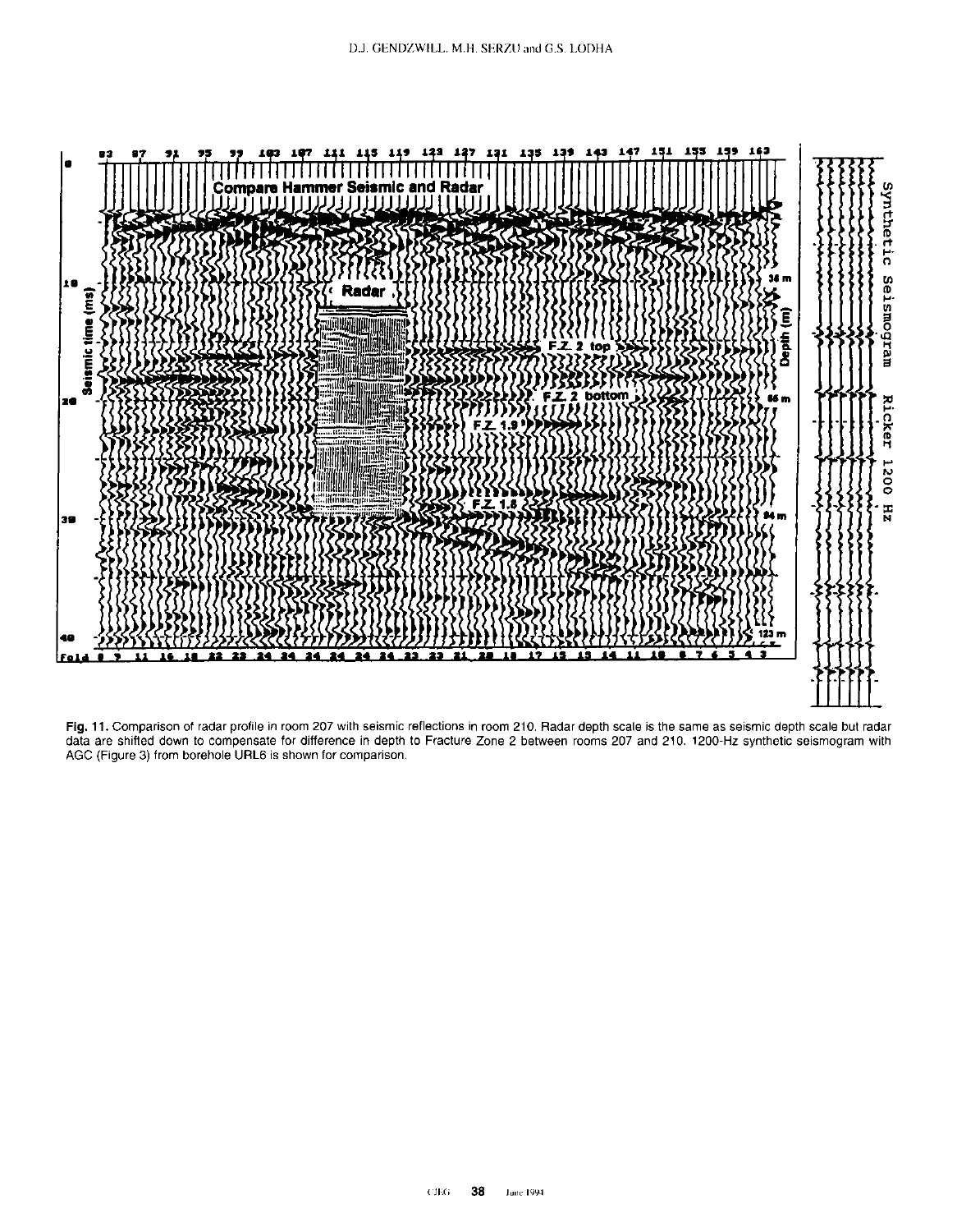83 87 91 95 99 103 107 111 115 119 123 127 131 135 139 143 147 151 155 159 163

Compare Hammer Seismic and Radar

Radar

F.Z. 2 top

F.Z. 2 bottom

F.Z. 1.9

F.Z. 1.8

Seismic time (ms)

0

10

20

30

40

Depth (m)

34 m

65 m

94 m

123 m

Fold 8 9 11 16 18 22 22 24 24 24 24 24 24 23 23 21 20 18 17 15 15 14 11 10 8 7 6 3 4 3

Synthetic Seismogram Ricker 1200 Hz

**Fig. 11.** Comparison of radar profile in room 207 with seismic reflections in room 210. Radar depth scale is the same as seismic depth scale but radar data are shifted down to compensate for difference in depth to Fracture Zone 2 between rooms 207 and 210. 1200-Hz synthetic seismogram with AGC (Figure 3) from borehole URL6 is shown for comparison.